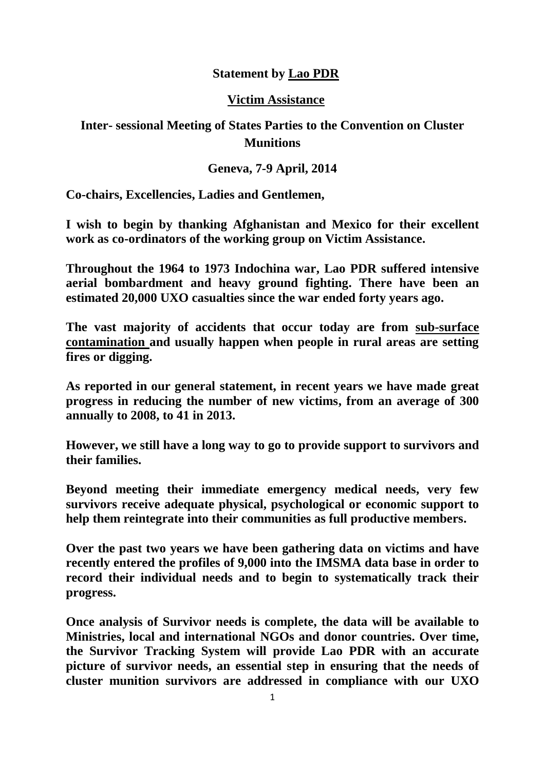**Statement by <u>Lao PDR</u>**

**<u>Victim Assistance</u>**

**Inter- sessional Meeting of States Parties to the Convention on Cluster Munitions**

**Geneva, 7-9 April, 2014**

**Co-chairs, Excellencies, Ladies and Gentlemen,**

**I wish to begin by thanking Afghanistan and Mexico for their excellent work as co-ordinators of the working group on Victim Assistance.**

**Throughout the 1964 to 1973 Indochina war, Lao PDR suffered intensive aerial bombardment and heavy ground fighting. There have been an estimated 20,000 UXO casualties since the war ended forty years ago.**

**The vast majority of accidents that occur today are from <u>sub-surface contamination</u> and usually happen when people in rural areas are setting fires or digging.**

**As reported in our general statement, in recent years we have made great progress in reducing the number of new victims, from an average of 300 annually to 2008, to 41 in 2013.**

**However, we still have a long way to go to provide support to survivors and their families.**

**Beyond meeting their immediate emergency medical needs, very few survivors receive adequate physical, psychological or economic support to help them reintegrate into their communities as full productive members.**

**Over the past two years we have been gathering data on victims and have recently entered the profiles of 9,000 into the IMSMA data base in order to record their individual needs and to begin to systematically track their progress.**

**Once analysis of Survivor needs is complete, the data will be available to Ministries, local and international NGOs and donor countries. Over time, the Survivor Tracking System will provide Lao PDR with an accurate picture of survivor needs, an essential step in ensuring that the needs of cluster munition survivors are addressed in compliance with our UXO**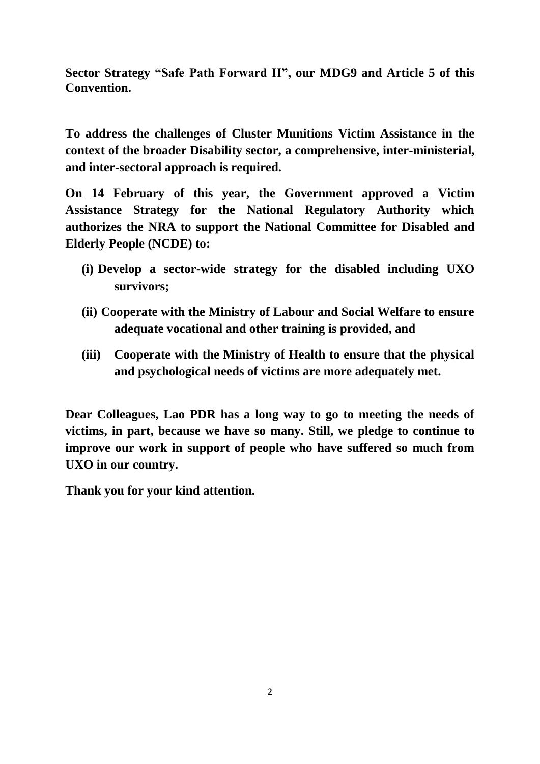**Sector Strategy "Safe Path Forward II", our MDG9 and Article 5 of this Convention.**

**To address the challenges of Cluster Munitions Victim Assistance in the context of the broader Disability sector, a comprehensive, inter-ministerial, and inter-sectoral approach is required.**

**On 14 February of this year, the Government approved a Victim Assistance Strategy for the National Regulatory Authority which authorizes the NRA to support the National Committee for Disabled and Elderly People (NCDE) to:**

- **(i) Develop a sector-wide strategy for the disabled including UXO survivors;**
- **(ii) Cooperate with the Ministry of Labour and Social Welfare to ensure adequate vocational and other training is provided, and**
- **(iii) Cooperate with the Ministry of Health to ensure that the physical and psychological needs of victims are more adequately met.**

**Dear Colleagues, Lao PDR has a long way to go to meeting the needs of victims, in part, because we have so many. Still, we pledge to continue to improve our work in support of people who have suffered so much from UXO in our country.**

**Thank you for your kind attention.**